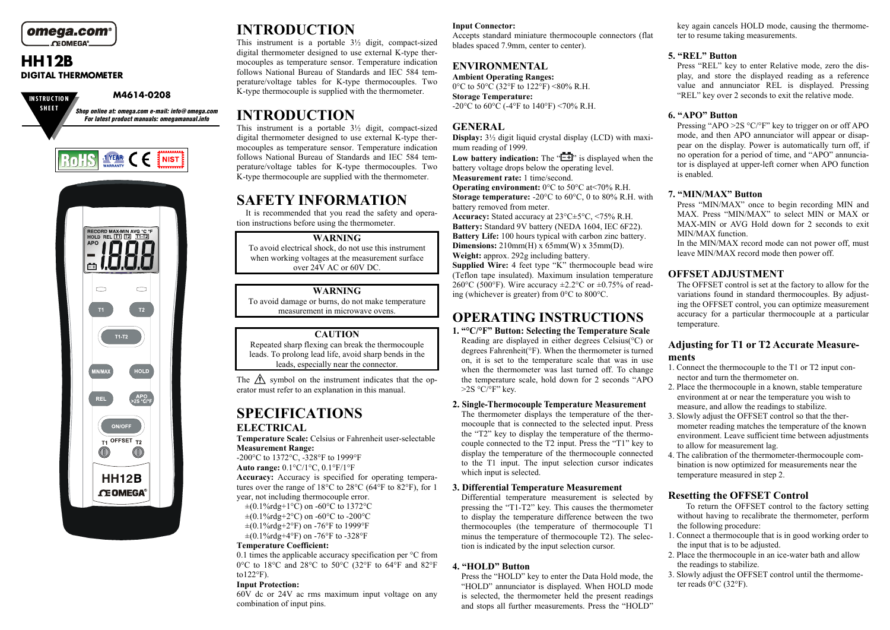**omega.com®**
**ΩEOMEGA®**

# HH12B
**DIGITAL THERMOMETER**

INSTRUCTION SHEET

**M4614-0208**

*Shop online at: omega.com e-mail: info@omega.com*
*For latest product manuals: omegamanual.info*

RoHS · 1 YEAR WARRANTY · CE · NIST

RECORD MAX-MIN AVG °C °F
HOLD REL T1 T2 T1-T2
APO

T1 · T2 · T1-T2 · MIN/MAX · HOLD · REL · APO >2S °C/°F · ON/OFF · T1 OFFSET T2

HH12B
ΩEOMEGA®

# INTRODUCTION

This instrument is a portable 3½ digit, compact-sized digital thermometer designed to use external K-type thermocouples as temperature sensor. Temperature indication follows National Bureau of Standards and IEC 584 temperature/voltage tables for K-type thermocouples. Two K-type thermocouple is supplied with the thermometer.

# INTRODUCTION

This instrument is a portable 3½ digit, compact-sized digital thermometer designed to use external K-type thermocouples as temperature sensor. Temperature indication follows National Bureau of Standards and IEC 584 temperature/voltage tables for K-type thermocouples. Two K-type thermocouple are supplied with the thermometer.

# SAFETY INFORMATION

It is recommended that you read the safety and operation instructions before using the thermometer.

**WARNING**
To avoid electrical shock, do not use this instrument when working voltages at the measurement surface over 24V AC or 60V DC.

**WARNING**
To avoid damage or burns, do not make temperature measurement in microwave ovens.

**CAUTION**
Repeated sharp flexing can break the thermocouple leads. To prolong lead life, avoid sharp bends in the leads, especially near the connector.

The ⚠ symbol on the instrument indicates that the operator must refer to an explanation in this manual.

# SPECIFICATIONS

## ELECTRICAL

**Temperature Scale:** Celsius or Fahrenheit user-selectable
**Measurement Range:**
-200°C to 1372°C, -328°F to 1999°F
**Auto range:** 0.1°C/1°C, 0.1°F/1°F
**Accuracy:** Accuracy is specified for operating temperatures over the range of 18°C to 28°C (64°F to 82°F), for 1 year, not including thermocouple error.

±(0.1%rdg+1°C) on -60°C to 1372°C
±(0.1%rdg+2°C) on -60°C to -200°C
±(0.1%rdg+2°F) on -76°F to 1999°F
±(0.1%rdg+4°F) on -76°F to -328°F

**Temperature Coefficient:**
0.1 times the applicable accuracy specification per °C from 0°C to 18°C and 28°C to 50°C (32°F to 64°F and 82°F to122°F).
**Input Protection:**
60V dc or 24V ac rms maximum input voltage on any combination of input pins.
**Input Connector:**
Accepts standard miniature thermocouple connectors (flat blades spaced 7.9mm, center to center).

## ENVIRONMENTAL

**Ambient Operating Ranges:**
0°C to 50°C (32°F to 122°F) <80% R.H.
**Storage Temperature:**
-20°C to 60°C (-4°F to 140°F) <70% R.H.

## GENERAL

**Display:** 3½ digit liquid crystal display (LCD) with maximum reading of 1999.
**Low battery indication:** The "battery symbol" is displayed when the battery voltage drops below the operating level.
**Measurement rate:** 1 time/second.
**Operating environment:** 0°C to 50°C at<70% R.H.
**Storage temperature:** -20°C to 60°C, 0 to 80% R.H. with battery removed from meter.
**Accuracy:** Stated accuracy at 23°C±5°C, <75% R.H.
**Battery:** Standard 9V battery (NEDA 1604, IEC 6F22).
**Battery Life:** 100 hours typical with carbon zinc battery.
**Dimensions:** 210mm(H) x 65mm(W) x 35mm(D).
**Weight:** approx. 292g including battery.
**Supplied Wire:** 4 feet type "K" thermocouple bead wire (Teflon tape insulated). Maximum insulation temperature 260°C (500°F). Wire accuracy ±2.2°C or ±0.75% of reading (whichever is greater) from 0°C to 800°C.

# OPERATING INSTRUCTIONS

### 1. "°C/°F" Button: Selecting the Temperature Scale

Reading are displayed in either degrees Celsius(°C) or degrees Fahrenheit(°F). When the thermometer is turned on, it is set to the temperature scale that was in use when the thermometer was last turned off. To change the temperature scale, hold down for 2 seconds "APO >2S °C/°F" key.

### 2. Single-Thermocouple Temperature Measurement

The thermometer displays the temperature of the thermocouple that is connected to the selected input. Press the "T2" key to display the temperature of the thermocouple connected to the T2 input. Press the "T1" key to display the temperature of the thermocouple connected to the T1 input. The input selection cursor indicates which input is selected.

### 3. Differential Temperature Measurement

Differential temperature measurement is selected by pressing the "T1-T2" key. This causes the thermometer to display the temperature difference between the two thermocouples (the temperature of thermocouple T1 minus the temperature of thermocouple T2). The selection is indicated by the input selection cursor.

### 4. "HOLD" Button

Press the "HOLD" key to enter the Data Hold mode, the "HOLD" annunciator is displayed. When HOLD mode is selected, the thermometer held the present readings and stops all further measurements. Press the "HOLD" key again cancels HOLD mode, causing the thermometer to resume taking measurements.

### 5. "REL" Button

Press "REL" key to enter Relative mode, zero the display, and store the displayed reading as a reference value and annunciator REL is displayed. Pressing "REL" key over 2 seconds to exit the relative mode.

### 6. "APO" Button

Pressing "APO >2S °C/°F" key to trigger on or off APO mode, and then APO annunciator will appear or disappear on the display. Power is automatically turn off, if no operation for a period of time, and "APO" annunciator is displayed at upper-left corner when APO function is enabled.

### 7. "MIN/MAX" Button

Press "MIN/MAX" once to begin recording MIN and MAX. Press "MIN/MAX" to select MIN or MAX or MAX-MIN or AVG Hold down for 2 seconds to exit MIN/MAX function.

In the MIN/MAX record mode can not power off, must leave MIN/MAX record mode then power off.

## OFFSET ADJUSTMENT

The OFFSET control is set at the factory to allow for the variations found in standard thermocouples. By adjusting the OFFSET control, you can optimize measurement accuracy for a particular thermocouple at a particular temperature.

### Adjusting for T1 or T2 Accurate Measurements

1. Connect the thermocouple to the T1 or T2 input connector and turn the thermometer on.
2. Place the thermocouple in a known, stable temperature environment at or near the temperature you wish to measure, and allow the readings to stabilize.
3. Slowly adjust the OFFSET control so that the thermometer reading matches the temperature of the known environment. Leave sufficient time between adjustments to allow for measurement lag.
4. The calibration of the thermometer-thermocouple combination is now optimized for measurements near the temperature measured in step 2.

### Resetting the OFFSET Control

To return the OFFSET control to the factory setting without having to recalibrate the thermometer, perform the following procedure:

1. Connect a thermocouple that is in good working order to the input that is to be adjusted.
2. Place the thermocouple in an ice-water bath and allow the readings to stabilize.
3. Slowly adjust the OFFSET control until the thermometer reads 0°C (32°F).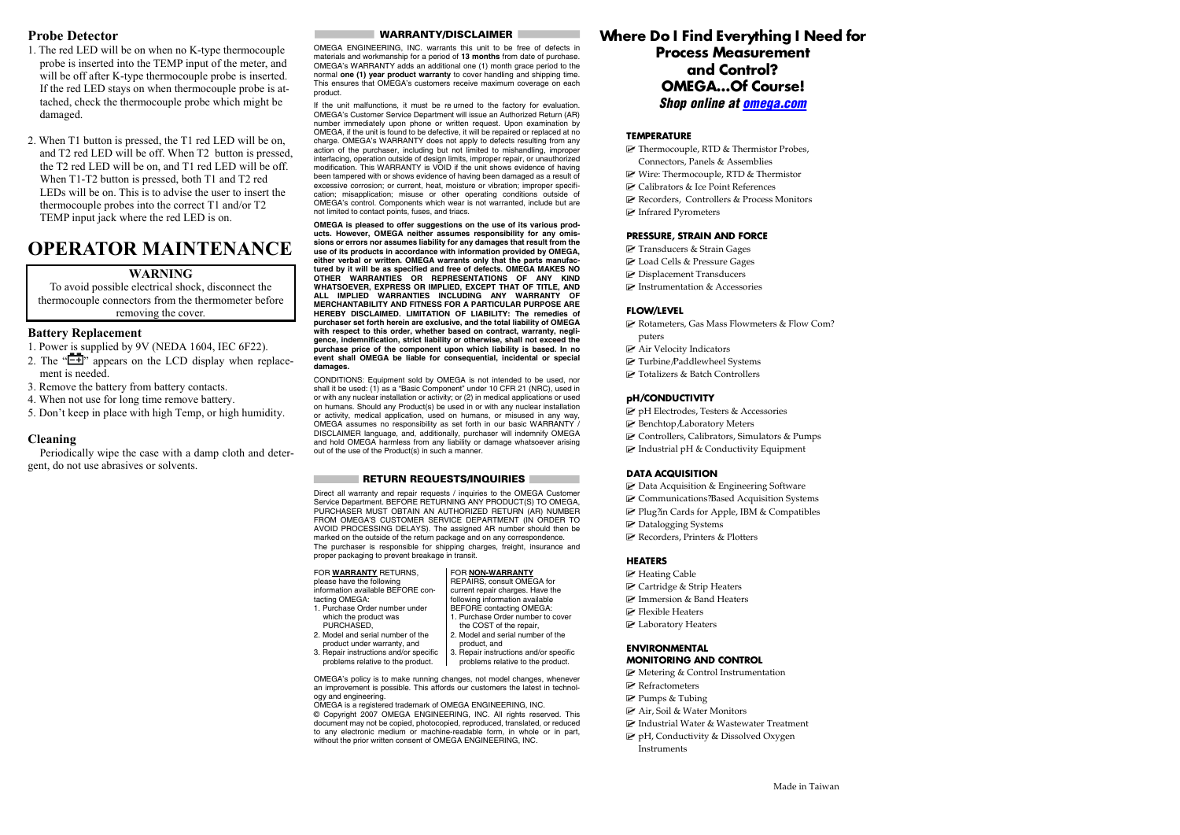## Probe Detector

1. The red LED will be on when no K-type thermocouple probe is inserted into the TEMP input of the meter, and will be off after K-type thermocouple probe is inserted. If the red LED stays on when thermocouple probe is attached, check the thermocouple probe which might be damaged.

2. When T1 button is pressed, the T1 red LED will be on, and T2 red LED will be off. When T2 button is pressed, the T2 red LED will be on, and T1 red LED will be off. When T1-T2 button is pressed, both T1 and T2 red LEDs will be on. This is to advise the user to insert the thermocouple probes into the correct T1 and/or T2 TEMP input jack where the red LED is on.

# OPERATOR MAINTENANCE

**WARNING**

To avoid possible electrical shock, disconnect the thermocouple connectors from the thermometer before removing the cover.

## Battery Replacement

1. Power is supplied by 9V (NEDA 1604, IEC 6F22).
2. The "[battery symbol]" appears on the LCD display when replacement is needed.
3. Remove the battery from battery contacts.
4. When not use for long time remove battery.
5. Don't keep in place with high Temp, or high humidity.

## Cleaning

Periodically wipe the case with a damp cloth and detergent, do not use abrasives or solvents.

## WARRANTY/DISCLAIMER

OMEGA ENGINEERING, INC. warrants this unit to be free of defects in materials and workmanship for a period of **13 months** from date of purchase. OMEGA's WARRANTY adds an additional one (1) month grace period to the normal **one (1) year product warranty** to cover handling and shipping time. This ensures that OMEGA's customers receive maximum coverage on each product.

If the unit malfunctions, it must be re urned to the factory for evaluation. OMEGA's Customer Service Department will issue an Authorized Return (AR) number immediately upon phone or written request. Upon examination by OMEGA, if the unit is found to be defective, it will be repaired or replaced at no charge. OMEGA's WARRANTY does not apply to defects resulting from any action of the purchaser, including but not limited to mishandling, improper interfacing, operation outside of design limits, improper repair, or unauthorized modification. This WARRANTY is VOID if the unit shows evidence of having been tampered with or shows evidence of having been damaged as a result of excessive corrosion; or current, heat, moisture or vibration; improper specification; misapplication; misuse or other operating conditions outside of OMEGA's control. Components which wear is not warranted, include but are not limited to contact points, fuses, and triacs.

**OMEGA is pleased to offer suggestions on the use of its various products. However, OMEGA neither assumes responsibility for any omissions or errors nor assumes liability for any damages that result from the use of its products in accordance with information provided by OMEGA, either verbal or written. OMEGA warrants only that the parts manufactured by it will be as specified and free of defects. OMEGA MAKES NO OTHER WARRANTIES OR REPRESENTATIONS OF ANY KIND WHATSOEVER, EXPRESS OR IMPLIED, EXCEPT THAT OF TITLE, AND ALL IMPLIED WARRANTIES INCLUDING ANY WARRANTY OF MERCHANTABILITY AND FITNESS FOR A PARTICULAR PURPOSE ARE HEREBY DISCLAIMED. LIMITATION OF LIABILITY: The remedies of purchaser set forth herein are exclusive, and the total liability of OMEGA with respect to this order, whether based on contract, warranty, negligence, indemnification, strict liability or otherwise, shall not exceed the purchase price of the component upon which liability is based. In no event shall OMEGA be liable for consequential, incidental or special damages.**

CONDITIONS: Equipment sold by OMEGA is not intended to be used, nor shall it be used: (1) as a "Basic Component" under 10 CFR 21 (NRC), used in or with any nuclear installation or activity; or (2) in medical applications or used on humans. Should any Product(s) be used in or with any nuclear installation or activity, medical application, used on humans, or misused in any way, OMEGA assumes no responsibility as set forth in our basic WARRANTY / DISCLAIMER language, and, additionally, purchaser will indemnify OMEGA and hold OMEGA harmless from any liability or damage whatsoever arising out of the use of the Product(s) in such a manner.

## RETURN REQUESTS/INQUIRIES

Direct all warranty and repair requests / inquiries to the OMEGA Customer Service Department. BEFORE RETURNING ANY PRODUCT(S) TO OMEGA, PURCHASER MUST OBTAIN AN AUTHORIZED RETURN (AR) NUMBER FROM OMEGA'S CUSTOMER SERVICE DEPARTMENT (IN ORDER TO AVOID PROCESSING DELAYS). The assigned AR number should then be marked on the outside of the return package and on any correspondence.

The purchaser is responsible for shipping charges, freight, insurance and proper packaging to prevent breakage in transit.

FOR **WARRANTY** RETURNS, please have the following information available BEFORE contacting OMEGA:
1. Purchase Order number under which the product was PURCHASED,
2. Model and serial number of the product under warranty, and
3. Repair instructions and/or specific problems relative to the product.

FOR **NON-WARRANTY** REPAIRS, consult OMEGA for current repair charges. Have the following information available BEFORE contacting OMEGA:
1. Purchase Order number to cover the COST of the repair,
2. Model and serial number of the product, and
3. Repair instructions and/or specific problems relative to the product.

OMEGA's policy is to make running changes, not model changes, whenever an improvement is possible. This affords our customers the latest in technology and engineering.

OMEGA is a registered trademark of OMEGA ENGINEERING, INC.

© Copyright 2007 OMEGA ENGINEERING, INC. All rights reserved. This document may not be copied, photocopied, reproduced, translated, or reduced to any electronic medium or machine-readable form, in whole or in part, without the prior written consent of OMEGA ENGINEERING, INC.

# Where Do I Find Everything I Need for Process Measurement and Control? OMEGA...Of Course!

***Shop online at omega.com***

### TEMPERATURE

- Thermocouple, RTD & Thermistor Probes, Connectors, Panels & Assemblies
- Wire: Thermocouple, RTD & Thermistor
- Calibrators & Ice Point References
- Recorders, Controllers & Process Monitors
- Infrared Pyrometers

### PRESSURE, STRAIN AND FORCE

- Transducers & Strain Gages
- Load Cells & Pressure Gages
- Displacement Transducers
- Instrumentation & Accessories

### FLOW/LEVEL

- Rotameters, Gas Mass Flowmeters & Flow Com?puters
- Air Velocity Indicators
- Turbine/Paddlewheel Systems
- Totalizers & Batch Controllers

### pH/CONDUCTIVITY

- pH Electrodes, Testers & Accessories
- Benchtop/Laboratory Meters
- Controllers, Calibrators, Simulators & Pumps
- Industrial pH & Conductivity Equipment

### DATA ACQUISITION

- Data Acquisition & Engineering Software
- Communications?Based Acquisition Systems
- Plug?in Cards for Apple, IBM & Compatibles
- Datalogging Systems
- Recorders, Printers & Plotters

### HEATERS

- Heating Cable
- Cartridge & Strip Heaters
- Immersion & Band Heaters
- Flexible Heaters
- Laboratory Heaters

### ENVIRONMENTAL MONITORING AND CONTROL

- Metering & Control Instrumentation
- Refractometers
- Pumps & Tubing
- Air, Soil & Water Monitors
- Industrial Water & Wastewater Treatment
- pH, Conductivity & Dissolved Oxygen Instruments

Made in Taiwan